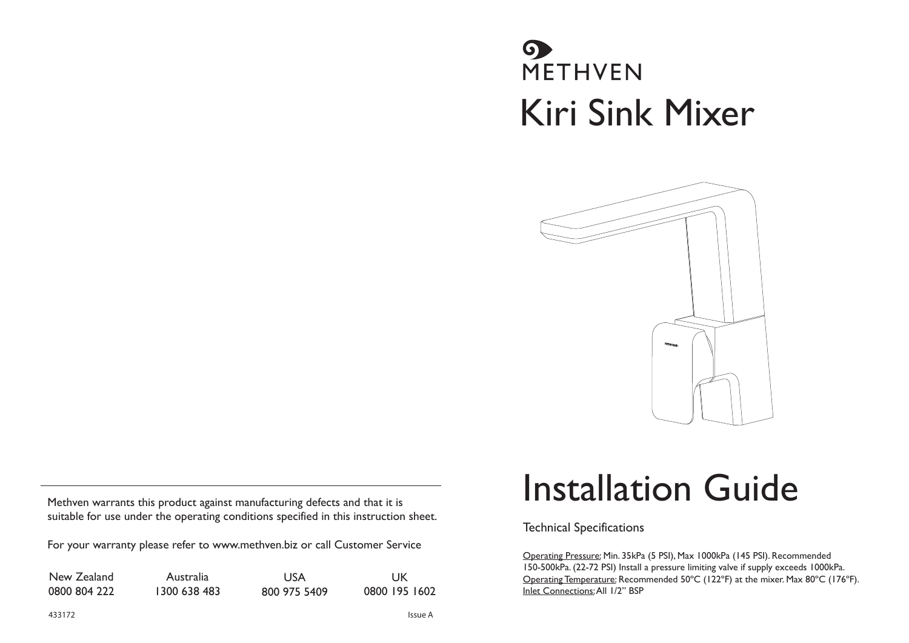METHVEN

# Kiri Sink Mixer

# Installation Guide

Technical Specifications

Operating Pressure: Min. 35kPa (5 PSI), Max 1000kPa (145 PSI). Recommended 150-500kPa. (22-72 PSI) Install a pressure limiting valve if supply exceeds 1000kPa.
Operating Temperature: Recommended 50°C (122°F) at the mixer. Max 80°C (176°F).
Inlet Connections: All 1/2" BSP

Methven warrants this product against manufacturing defects and that it is suitable for use under the operating conditions specified in this instruction sheet.

For your warranty please refer to www.methven.biz or call Customer Service

| New Zealand | Australia | USA | UK |
|---|---|---|---|
| 0800 804 222 | 1300 638 483 | 800 975 5409 | 0800 195 1602 |

433172 Issue A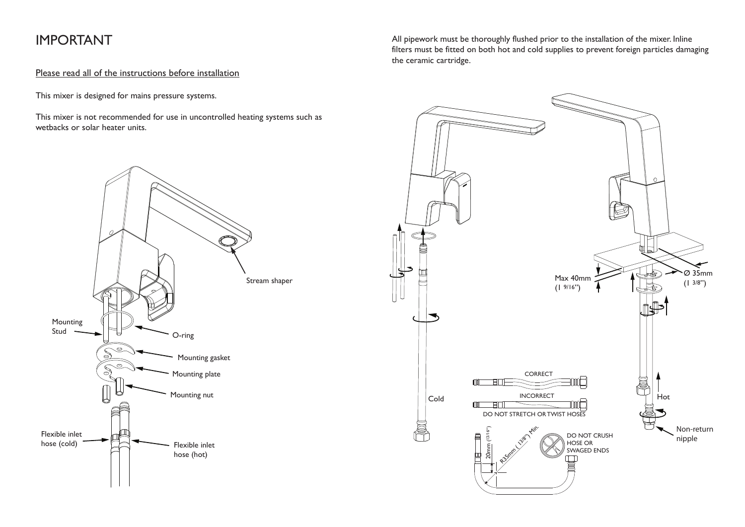# IMPORTANT

Please read all of the instructions before installation

This mixer is designed for mains pressure systems.

This mixer is not recommended for use in uncontrolled heating systems such as wetbacks or solar heater units.

Stream shaper

Mounting Stud

O-ring

Mounting gasket

Mounting plate

Mounting nut

Flexible inlet hose (cold)

Flexible inlet hose (hot)

All pipework must be thoroughly flushed prior to the installation of the mixer. Inline filters must be fitted on both hot and cold supplies to prevent foreign particles damaging the ceramic cartridge.

Max 40mm (1 9/16")

Ø 35mm (1 3/8")

Cold

Hot

Non-return nipple

CORRECT

INCORRECT

DO NOT STRETCH OR TWIST HOSES

20mm (13/16")

R35mm (13/8") Min.

DO NOT CRUSH HOSE OR SWAGED ENDS